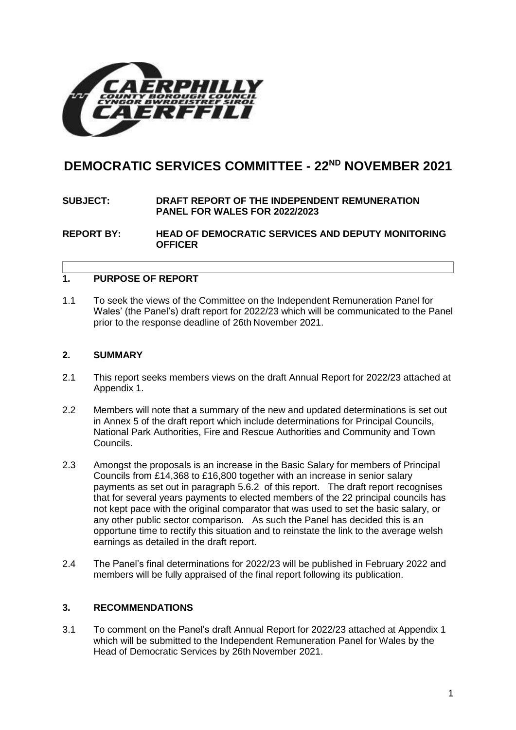# DEMOCRATIC SERVICES COMMITTEE - 22ND NOVEMBER 2021

**SUBJECT:** **DRAFT REPORT OF THE INDEPENDENT REMUNERATION PANEL FOR WALES FOR 2022/2023**

**REPORT BY:** **HEAD OF DEMOCRATIC SERVICES AND DEPUTY MONITORING OFFICER**

## 1. PURPOSE OF REPORT

1.1 To seek the views of the Committee on the Independent Remuneration Panel for Wales' (the Panel's) draft report for 2022/23 which will be communicated to the Panel prior to the response deadline of 26th November 2021.

## 2. SUMMARY

2.1 This report seeks members views on the draft Annual Report for 2022/23 attached at Appendix 1.

2.2 Members will note that a summary of the new and updated determinations is set out in Annex 5 of the draft report which include determinations for Principal Councils, National Park Authorities, Fire and Rescue Authorities and Community and Town Councils.

2.3 Amongst the proposals is an increase in the Basic Salary for members of Principal Councils from £14,368 to £16,800 together with an increase in senior salary payments as set out in paragraph 5.6.2 of this report. The draft report recognises that for several years payments to elected members of the 22 principal councils has not kept pace with the original comparator that was used to set the basic salary, or any other public sector comparison. As such the Panel has decided this is an opportune time to rectify this situation and to reinstate the link to the average welsh earnings as detailed in the draft report.

2.4 The Panel's final determinations for 2022/23 will be published in February 2022 and members will be fully appraised of the final report following its publication.

## 3. RECOMMENDATIONS

3.1 To comment on the Panel's draft Annual Report for 2022/23 attached at Appendix 1 which will be submitted to the Independent Remuneration Panel for Wales by the Head of Democratic Services by 26th November 2021.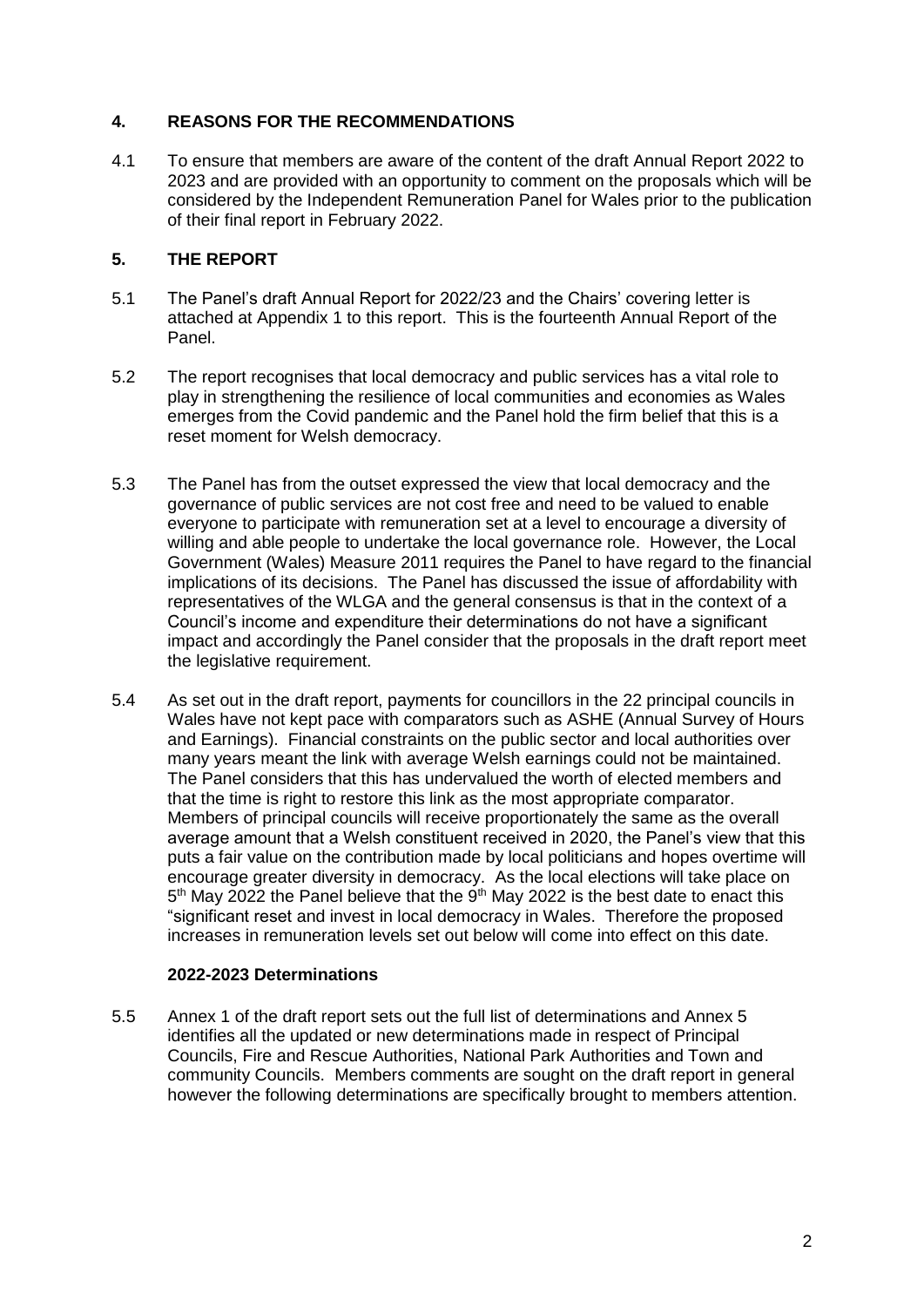## 4. REASONS FOR THE RECOMMENDATIONS

4.1 To ensure that members are aware of the content of the draft Annual Report 2022 to 2023 and are provided with an opportunity to comment on the proposals which will be considered by the Independent Remuneration Panel for Wales prior to the publication of their final report in February 2022.

## 5. THE REPORT

5.1 The Panel's draft Annual Report for 2022/23 and the Chairs' covering letter is attached at Appendix 1 to this report. This is the fourteenth Annual Report of the Panel.

5.2 The report recognises that local democracy and public services has a vital role to play in strengthening the resilience of local communities and economies as Wales emerges from the Covid pandemic and the Panel hold the firm belief that this is a reset moment for Welsh democracy.

5.3 The Panel has from the outset expressed the view that local democracy and the governance of public services are not cost free and need to be valued to enable everyone to participate with remuneration set at a level to encourage a diversity of willing and able people to undertake the local governance role. However, the Local Government (Wales) Measure 2011 requires the Panel to have regard to the financial implications of its decisions. The Panel has discussed the issue of affordability with representatives of the WLGA and the general consensus is that in the context of a Council's income and expenditure their determinations do not have a significant impact and accordingly the Panel consider that the proposals in the draft report meet the legislative requirement.

5.4 As set out in the draft report, payments for councillors in the 22 principal councils in Wales have not kept pace with comparators such as ASHE (Annual Survey of Hours and Earnings). Financial constraints on the public sector and local authorities over many years meant the link with average Welsh earnings could not be maintained. The Panel considers that this has undervalued the worth of elected members and that the time is right to restore this link as the most appropriate comparator. Members of principal councils will receive proportionately the same as the overall average amount that a Welsh constituent received in 2020, the Panel's view that this puts a fair value on the contribution made by local politicians and hopes overtime will encourage greater diversity in democracy. As the local elections will take place on 5th May 2022 the Panel believe that the 9th May 2022 is the best date to enact this "significant reset and invest in local democracy in Wales. Therefore the proposed increases in remuneration levels set out below will come into effect on this date.

### 2022-2023 Determinations

5.5 Annex 1 of the draft report sets out the full list of determinations and Annex 5 identifies all the updated or new determinations made in respect of Principal Councils, Fire and Rescue Authorities, National Park Authorities and Town and community Councils. Members comments are sought on the draft report in general however the following determinations are specifically brought to members attention.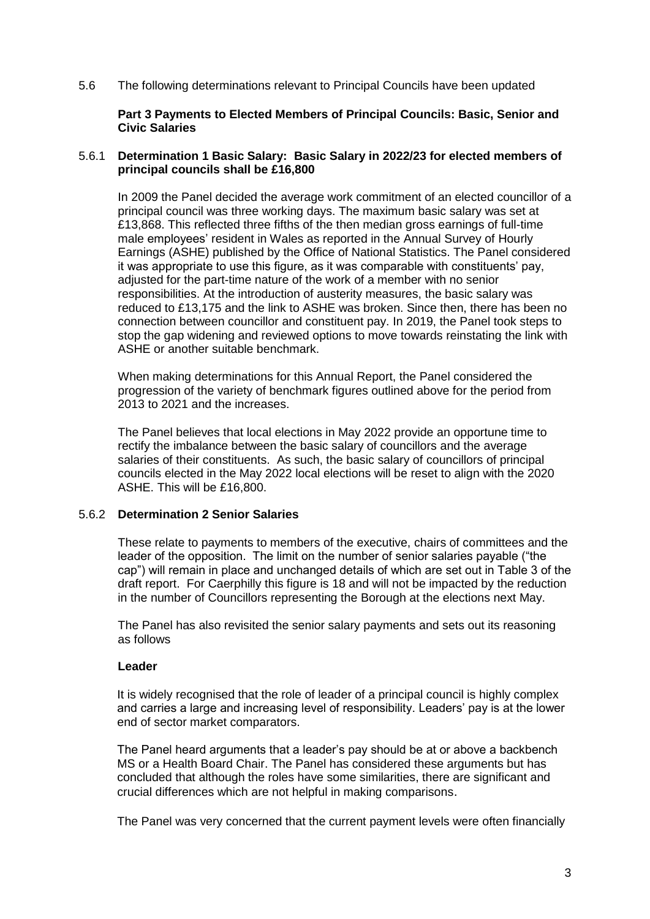5.6 The following determinations relevant to Principal Councils have been updated

**Part 3 Payments to Elected Members of Principal Councils: Basic, Senior and Civic Salaries**

5.6.1 **Determination 1 Basic Salary: Basic Salary in 2022/23 for elected members of principal councils shall be £16,800**

In 2009 the Panel decided the average work commitment of an elected councillor of a principal council was three working days. The maximum basic salary was set at £13,868. This reflected three fifths of the then median gross earnings of full-time male employees' resident in Wales as reported in the Annual Survey of Hourly Earnings (ASHE) published by the Office of National Statistics. The Panel considered it was appropriate to use this figure, as it was comparable with constituents' pay, adjusted for the part-time nature of the work of a member with no senior responsibilities. At the introduction of austerity measures, the basic salary was reduced to £13,175 and the link to ASHE was broken. Since then, there has been no connection between councillor and constituent pay. In 2019, the Panel took steps to stop the gap widening and reviewed options to move towards reinstating the link with ASHE or another suitable benchmark.

When making determinations for this Annual Report, the Panel considered the progression of the variety of benchmark figures outlined above for the period from 2013 to 2021 and the increases.

The Panel believes that local elections in May 2022 provide an opportune time to rectify the imbalance between the basic salary of councillors and the average salaries of their constituents. As such, the basic salary of councillors of principal councils elected in the May 2022 local elections will be reset to align with the 2020 ASHE. This will be £16,800.

5.6.2 **Determination 2 Senior Salaries**

These relate to payments to members of the executive, chairs of committees and the leader of the opposition. The limit on the number of senior salaries payable ("the cap") will remain in place and unchanged details of which are set out in Table 3 of the draft report. For Caerphilly this figure is 18 and will not be impacted by the reduction in the number of Councillors representing the Borough at the elections next May.

The Panel has also revisited the senior salary payments and sets out its reasoning as follows

**Leader**

It is widely recognised that the role of leader of a principal council is highly complex and carries a large and increasing level of responsibility. Leaders' pay is at the lower end of sector market comparators.

The Panel heard arguments that a leader's pay should be at or above a backbench MS or a Health Board Chair. The Panel has considered these arguments but has concluded that although the roles have some similarities, there are significant and crucial differences which are not helpful in making comparisons.

The Panel was very concerned that the current payment levels were often financially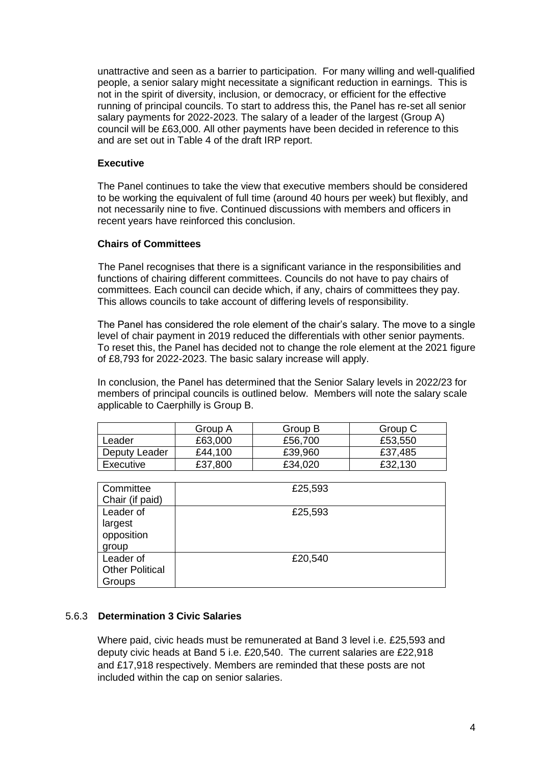unattractive and seen as a barrier to participation. For many willing and well-qualified people, a senior salary might necessitate a significant reduction in earnings. This is not in the spirit of diversity, inclusion, or democracy, or efficient for the effective running of principal councils. To start to address this, the Panel has re-set all senior salary payments for 2022-2023. The salary of a leader of the largest (Group A) council will be £63,000. All other payments have been decided in reference to this and are set out in Table 4 of the draft IRP report.

**Executive**

The Panel continues to take the view that executive members should be considered to be working the equivalent of full time (around 40 hours per week) but flexibly, and not necessarily nine to five. Continued discussions with members and officers in recent years have reinforced this conclusion.

**Chairs of Committees**

The Panel recognises that there is a significant variance in the responsibilities and functions of chairing different committees. Councils do not have to pay chairs of committees. Each council can decide which, if any, chairs of committees they pay. This allows councils to take account of differing levels of responsibility.

The Panel has considered the role element of the chair's salary. The move to a single level of chair payment in 2019 reduced the differentials with other senior payments. To reset this, the Panel has decided not to change the role element at the 2021 figure of £8,793 for 2022-2023. The basic salary increase will apply.

In conclusion, the Panel has determined that the Senior Salary levels in 2022/23 for members of principal councils is outlined below. Members will note the salary scale applicable to Caerphilly is Group B.

| | Group A | Group B | Group C |
|---|---|---|---|
| Leader | £63,000 | £56,700 | £53,550 |
| Deputy Leader | £44,100 | £39,960 | £37,485 |
| Executive | £37,800 | £34,020 | £32,130 |

| | |
|---|---|
| Committee Chair (if paid) | £25,593 |
| Leader of largest opposition group | £25,593 |
| Leader of Other Political Groups | £20,540 |

### 5.6.3 **Determination 3 Civic Salaries**

Where paid, civic heads must be remunerated at Band 3 level i.e. £25,593 and deputy civic heads at Band 5 i.e. £20,540. The current salaries are £22,918 and £17,918 respectively. Members are reminded that these posts are not included within the cap on senior salaries.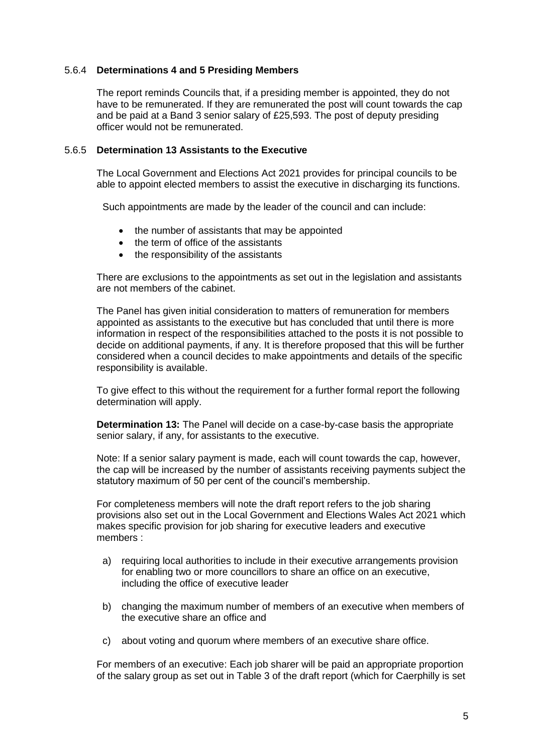### 5.6.4 **Determinations 4 and 5 Presiding Members**

The report reminds Councils that, if a presiding member is appointed, they do not have to be remunerated. If they are remunerated the post will count towards the cap and be paid at a Band 3 senior salary of £25,593. The post of deputy presiding officer would not be remunerated.

### 5.6.5 **Determination 13 Assistants to the Executive**

The Local Government and Elections Act 2021 provides for principal councils to be able to appoint elected members to assist the executive in discharging its functions.

Such appointments are made by the leader of the council and can include:

- the number of assistants that may be appointed
- the term of office of the assistants
- the responsibility of the assistants

There are exclusions to the appointments as set out in the legislation and assistants are not members of the cabinet.

The Panel has given initial consideration to matters of remuneration for members appointed as assistants to the executive but has concluded that until there is more information in respect of the responsibilities attached to the posts it is not possible to decide on additional payments, if any. It is therefore proposed that this will be further considered when a council decides to make appointments and details of the specific responsibility is available.

To give effect to this without the requirement for a further formal report the following determination will apply.

**Determination 13:** The Panel will decide on a case-by-case basis the appropriate senior salary, if any, for assistants to the executive.

Note: If a senior salary payment is made, each will count towards the cap, however, the cap will be increased by the number of assistants receiving payments subject the statutory maximum of 50 per cent of the council's membership.

For completeness members will note the draft report refers to the job sharing provisions also set out in the Local Government and Elections Wales Act 2021 which makes specific provision for job sharing for executive leaders and executive members :

a) requiring local authorities to include in their executive arrangements provision for enabling two or more councillors to share an office on an executive, including the office of executive leader

b) changing the maximum number of members of an executive when members of the executive share an office and

c) about voting and quorum where members of an executive share office.

For members of an executive: Each job sharer will be paid an appropriate proportion of the salary group as set out in Table 3 of the draft report (which for Caerphilly is set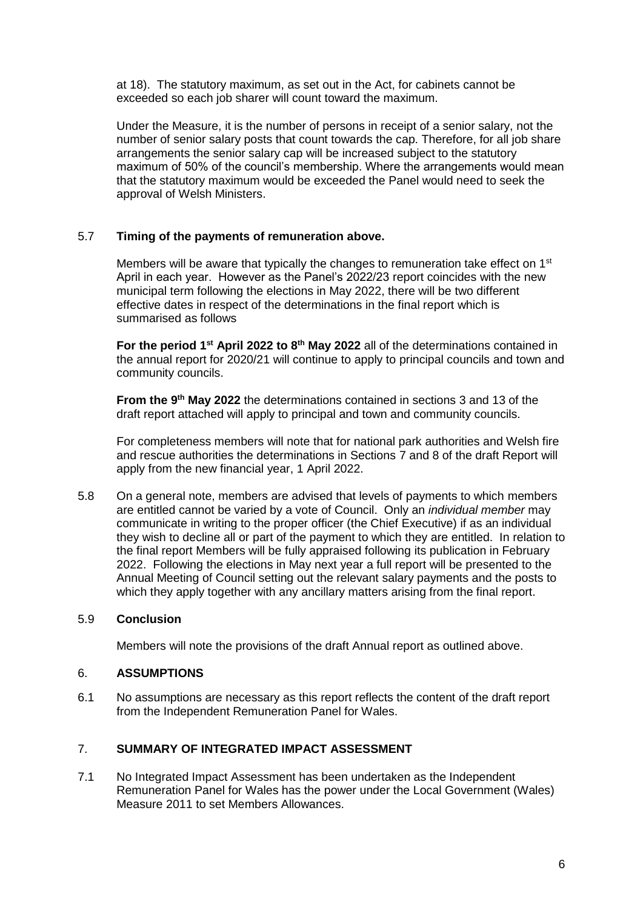at 18). The statutory maximum, as set out in the Act, for cabinets cannot be exceeded so each job sharer will count toward the maximum.

Under the Measure, it is the number of persons in receipt of a senior salary, not the number of senior salary posts that count towards the cap. Therefore, for all job share arrangements the senior salary cap will be increased subject to the statutory maximum of 50% of the council's membership. Where the arrangements would mean that the statutory maximum would be exceeded the Panel would need to seek the approval of Welsh Ministers.

5.7 **Timing of the payments of remuneration above.**

Members will be aware that typically the changes to remuneration take effect on 1st April in each year. However as the Panel's 2022/23 report coincides with the new municipal term following the elections in May 2022, there will be two different effective dates in respect of the determinations in the final report which is summarised as follows

**For the period 1st April 2022 to 8th May 2022** all of the determinations contained in the annual report for 2020/21 will continue to apply to principal councils and town and community councils.

**From the 9th May 2022** the determinations contained in sections 3 and 13 of the draft report attached will apply to principal and town and community councils.

For completeness members will note that for national park authorities and Welsh fire and rescue authorities the determinations in Sections 7 and 8 of the draft Report will apply from the new financial year, 1 April 2022.

5.8 On a general note, members are advised that levels of payments to which members are entitled cannot be varied by a vote of Council. Only an *individual member* may communicate in writing to the proper officer (the Chief Executive) if as an individual they wish to decline all or part of the payment to which they are entitled. In relation to the final report Members will be fully appraised following its publication in February 2022. Following the elections in May next year a full report will be presented to the Annual Meeting of Council setting out the relevant salary payments and the posts to which they apply together with any ancillary matters arising from the final report.

5.9 **Conclusion**

Members will note the provisions of the draft Annual report as outlined above.

## 6. ASSUMPTIONS

6.1 No assumptions are necessary as this report reflects the content of the draft report from the Independent Remuneration Panel for Wales.

## 7. SUMMARY OF INTEGRATED IMPACT ASSESSMENT

7.1 No Integrated Impact Assessment has been undertaken as the Independent Remuneration Panel for Wales has the power under the Local Government (Wales) Measure 2011 to set Members Allowances.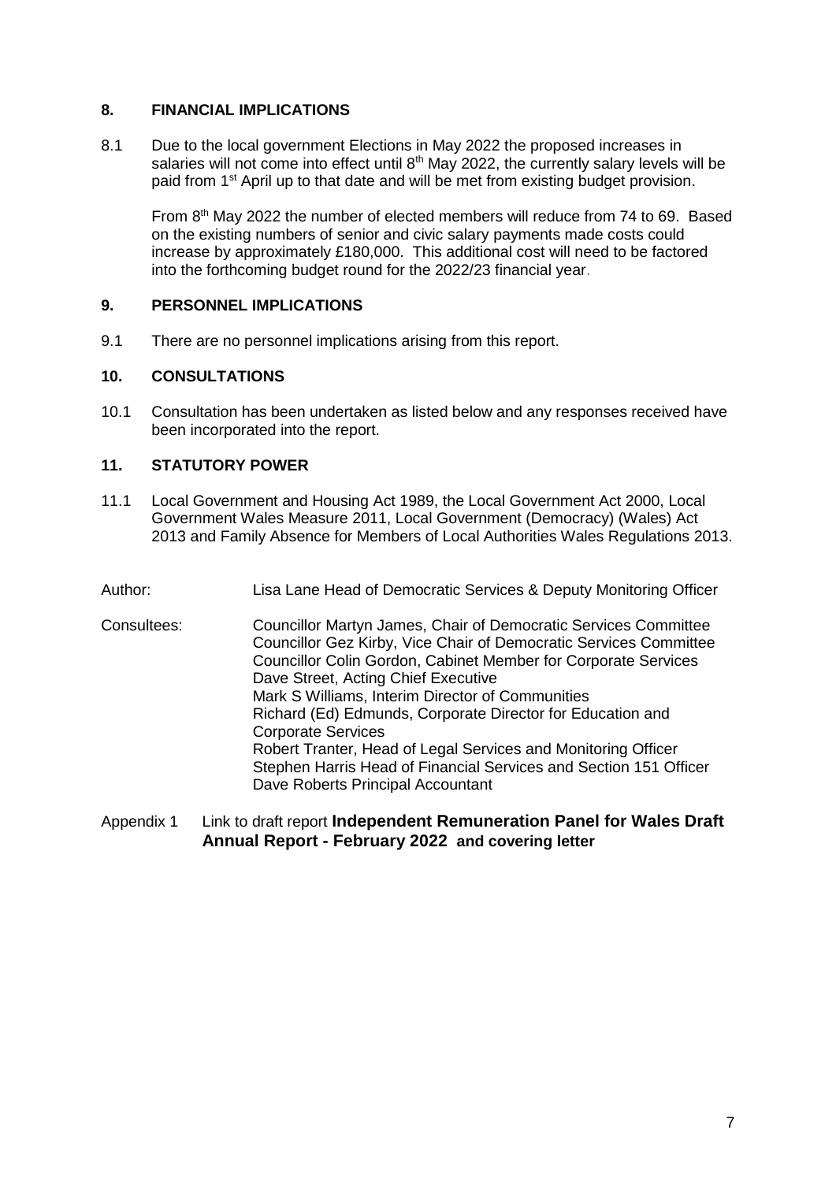## 8. FINANCIAL IMPLICATIONS

8.1 Due to the local government Elections in May 2022 the proposed increases in salaries will not come into effect until 8th May 2022, the currently salary levels will be paid from 1st April up to that date and will be met from existing budget provision.

From 8th May 2022 the number of elected members will reduce from 74 to 69. Based on the existing numbers of senior and civic salary payments made costs could increase by approximately £180,000. This additional cost will need to be factored into the forthcoming budget round for the 2022/23 financial year.

## 9. PERSONNEL IMPLICATIONS

9.1 There are no personnel implications arising from this report.

## 10. CONSULTATIONS

10.1 Consultation has been undertaken as listed below and any responses received have been incorporated into the report.

## 11. STATUTORY POWER

11.1 Local Government and Housing Act 1989, the Local Government Act 2000, Local Government Wales Measure 2011, Local Government (Democracy) (Wales) Act 2013 and Family Absence for Members of Local Authorities Wales Regulations 2013.

Author: Lisa Lane Head of Democratic Services & Deputy Monitoring Officer

Consultees:
Councillor Martyn James, Chair of Democratic Services Committee
Councillor Gez Kirby, Vice Chair of Democratic Services Committee
Councillor Colin Gordon, Cabinet Member for Corporate Services
Dave Street, Acting Chief Executive
Mark S Williams, Interim Director of Communities
Richard (Ed) Edmunds, Corporate Director for Education and Corporate Services
Robert Tranter, Head of Legal Services and Monitoring Officer
Stephen Harris Head of Financial Services and Section 151 Officer
Dave Roberts Principal Accountant

Appendix 1 Link to draft report **Independent Remuneration Panel for Wales Draft Annual Report - February 2022 and covering letter**